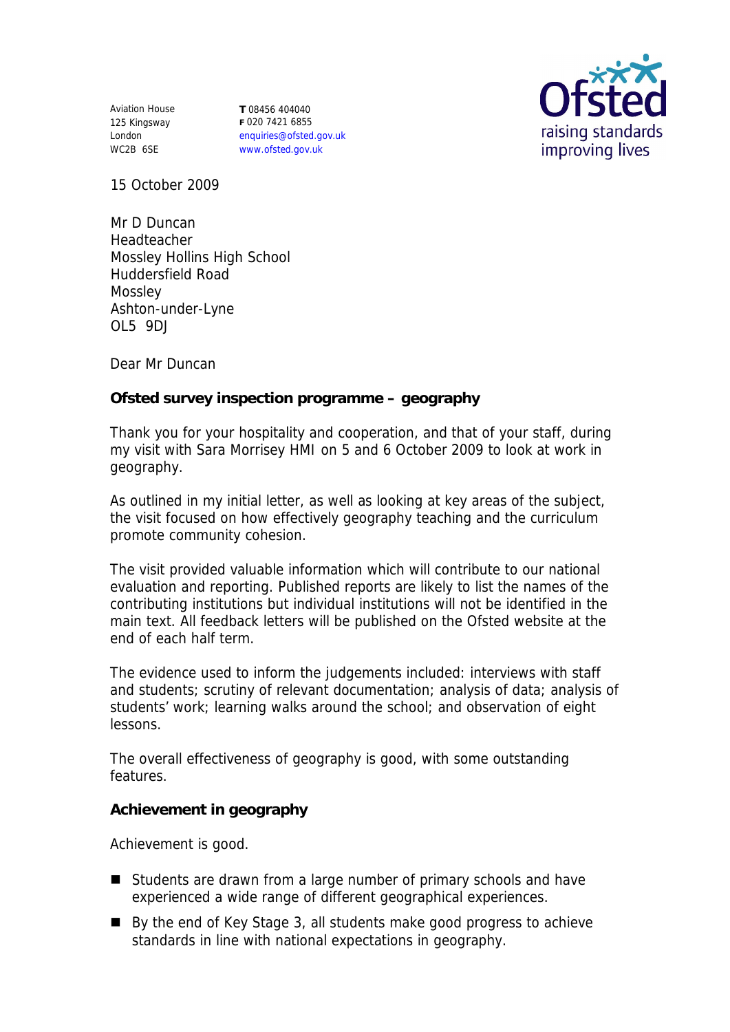Aviation House
125 Kingsway
London
WC2B 6SE

**T** 08456 404040
**F** 020 7421 6855
enquiries@ofsted.gov.uk
www.ofsted.gov.uk

Ofsted
raising standards
improving lives

15 October 2009

Mr D Duncan
Headteacher
Mossley Hollins High School
Huddersfield Road
Mossley
Ashton-under-Lyne
OL5 9DJ

Dear Mr Duncan

**Ofsted survey inspection programme – geography**

Thank you for your hospitality and cooperation, and that of your staff, during my visit with Sara Morrisey HMI on 5 and 6 October 2009 to look at work in geography.

As outlined in my initial letter, as well as looking at key areas of the subject, the visit focused on how effectively geography teaching and the curriculum promote community cohesion.

The visit provided valuable information which will contribute to our national evaluation and reporting. Published reports are likely to list the names of the contributing institutions but individual institutions will not be identified in the main text. All feedback letters will be published on the Ofsted website at the end of each half term.

The evidence used to inform the judgements included: interviews with staff and students; scrutiny of relevant documentation; analysis of data; analysis of students' work; learning walks around the school; and observation of eight lessons.

The overall effectiveness of geography is good, with some outstanding features.

**Achievement in geography**

Achievement is good.

- Students are drawn from a large number of primary schools and have experienced a wide range of different geographical experiences.
- By the end of Key Stage 3, all students make good progress to achieve standards in line with national expectations in geography.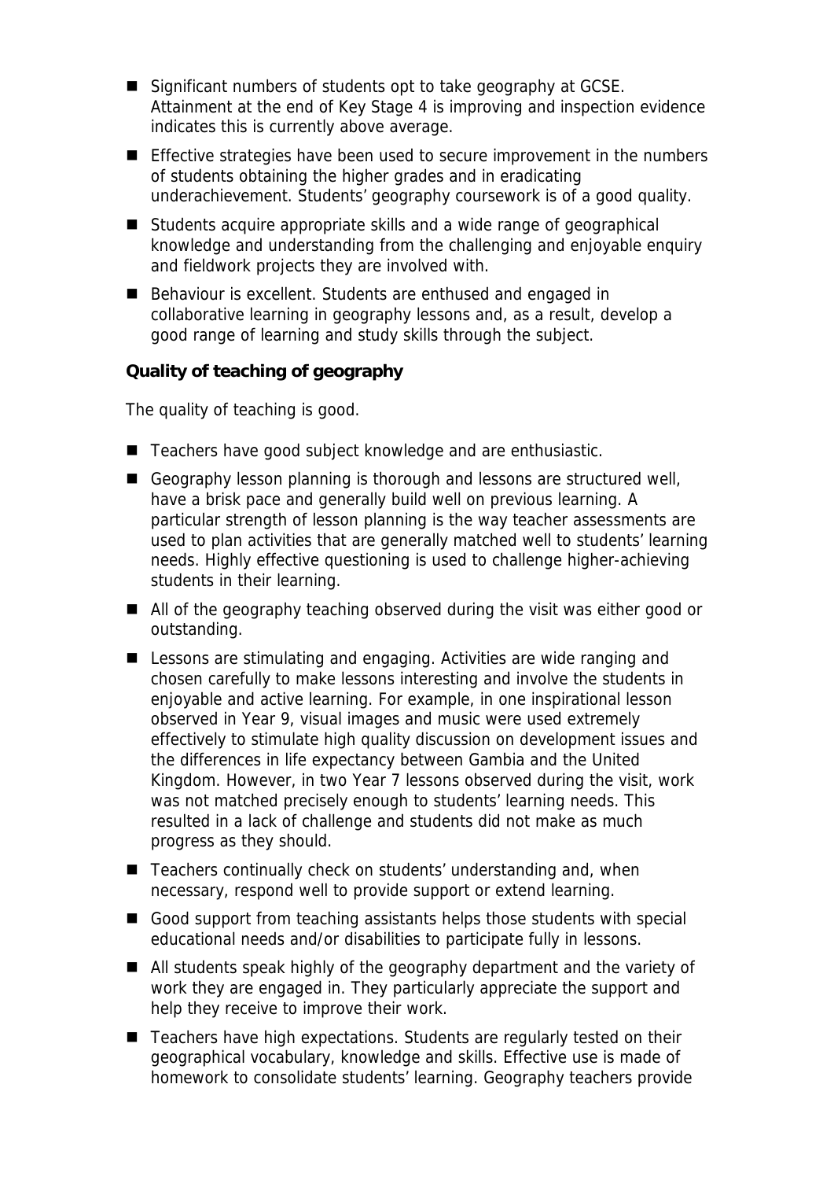- Significant numbers of students opt to take geography at GCSE. Attainment at the end of Key Stage 4 is improving and inspection evidence indicates this is currently above average.
- Effective strategies have been used to secure improvement in the numbers of students obtaining the higher grades and in eradicating underachievement. Students' geography coursework is of a good quality.
- Students acquire appropriate skills and a wide range of geographical knowledge and understanding from the challenging and enjoyable enquiry and fieldwork projects they are involved with.
- Behaviour is excellent. Students are enthused and engaged in collaborative learning in geography lessons and, as a result, develop a good range of learning and study skills through the subject.

**Quality of teaching of geography**

The quality of teaching is good.

- Teachers have good subject knowledge and are enthusiastic.
- Geography lesson planning is thorough and lessons are structured well, have a brisk pace and generally build well on previous learning. A particular strength of lesson planning is the way teacher assessments are used to plan activities that are generally matched well to students' learning needs. Highly effective questioning is used to challenge higher-achieving students in their learning.
- All of the geography teaching observed during the visit was either good or outstanding.
- Lessons are stimulating and engaging. Activities are wide ranging and chosen carefully to make lessons interesting and involve the students in enjoyable and active learning. For example, in one inspirational lesson observed in Year 9, visual images and music were used extremely effectively to stimulate high quality discussion on development issues and the differences in life expectancy between Gambia and the United Kingdom. However, in two Year 7 lessons observed during the visit, work was not matched precisely enough to students' learning needs. This resulted in a lack of challenge and students did not make as much progress as they should.
- Teachers continually check on students' understanding and, when necessary, respond well to provide support or extend learning.
- Good support from teaching assistants helps those students with special educational needs and/or disabilities to participate fully in lessons.
- All students speak highly of the geography department and the variety of work they are engaged in. They particularly appreciate the support and help they receive to improve their work.
- Teachers have high expectations. Students are regularly tested on their geographical vocabulary, knowledge and skills. Effective use is made of homework to consolidate students' learning. Geography teachers provide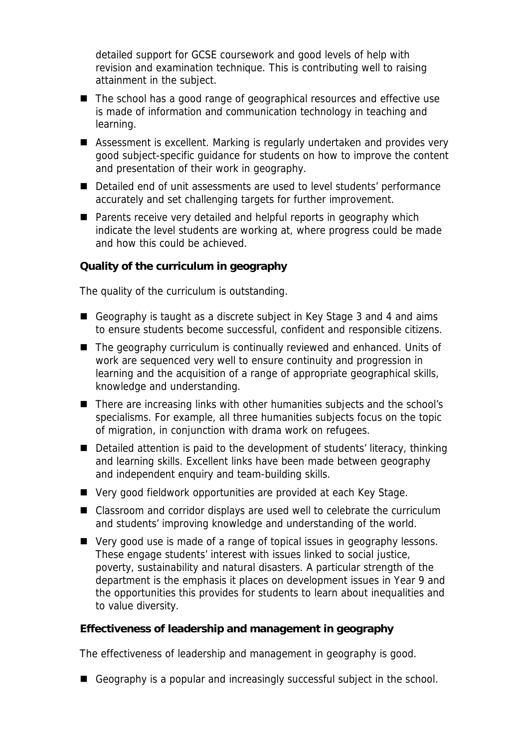detailed support for GCSE coursework and good levels of help with revision and examination technique. This is contributing well to raising attainment in the subject.

- The school has a good range of geographical resources and effective use is made of information and communication technology in teaching and learning.
- Assessment is excellent. Marking is regularly undertaken and provides very good subject-specific guidance for students on how to improve the content and presentation of their work in geography.
- Detailed end of unit assessments are used to level students' performance accurately and set challenging targets for further improvement.
- Parents receive very detailed and helpful reports in geography which indicate the level students are working at, where progress could be made and how this could be achieved.

**Quality of the curriculum in geography**

The quality of the curriculum is outstanding.

- Geography is taught as a discrete subject in Key Stage 3 and 4 and aims to ensure students become successful, confident and responsible citizens.
- The geography curriculum is continually reviewed and enhanced. Units of work are sequenced very well to ensure continuity and progression in learning and the acquisition of a range of appropriate geographical skills, knowledge and understanding.
- There are increasing links with other humanities subjects and the school's specialisms. For example, all three humanities subjects focus on the topic of migration, in conjunction with drama work on refugees.
- Detailed attention is paid to the development of students' literacy, thinking and learning skills. Excellent links have been made between geography and independent enquiry and team-building skills.
- Very good fieldwork opportunities are provided at each Key Stage.
- Classroom and corridor displays are used well to celebrate the curriculum and students' improving knowledge and understanding of the world.
- Very good use is made of a range of topical issues in geography lessons. These engage students' interest with issues linked to social justice, poverty, sustainability and natural disasters. A particular strength of the department is the emphasis it places on development issues in Year 9 and the opportunities this provides for students to learn about inequalities and to value diversity.

**Effectiveness of leadership and management in geography**

The effectiveness of leadership and management in geography is good.

- Geography is a popular and increasingly successful subject in the school.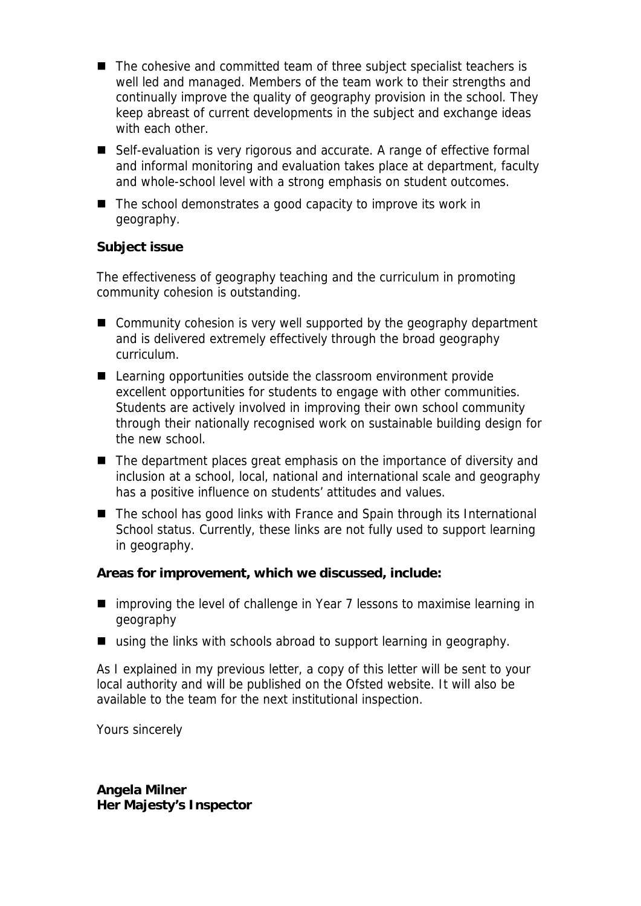- The cohesive and committed team of three subject specialist teachers is well led and managed. Members of the team work to their strengths and continually improve the quality of geography provision in the school. They keep abreast of current developments in the subject and exchange ideas with each other.
- Self-evaluation is very rigorous and accurate. A range of effective formal and informal monitoring and evaluation takes place at department, faculty and whole-school level with a strong emphasis on student outcomes.
- The school demonstrates a good capacity to improve its work in geography.

**Subject issue**

The effectiveness of geography teaching and the curriculum in promoting community cohesion is outstanding.

- Community cohesion is very well supported by the geography department and is delivered extremely effectively through the broad geography curriculum.
- Learning opportunities outside the classroom environment provide excellent opportunities for students to engage with other communities. Students are actively involved in improving their own school community through their nationally recognised work on sustainable building design for the new school.
- The department places great emphasis on the importance of diversity and inclusion at a school, local, national and international scale and geography has a positive influence on students' attitudes and values.
- The school has good links with France and Spain through its International School status. Currently, these links are not fully used to support learning in geography.

**Areas for improvement, which we discussed, include:**

- improving the level of challenge in Year 7 lessons to maximise learning in geography
- using the links with schools abroad to support learning in geography.

As I explained in my previous letter, a copy of this letter will be sent to your local authority and will be published on the Ofsted website. It will also be available to the team for the next institutional inspection.

Yours sincerely

**Angela Milner**
**Her Majesty's Inspector**